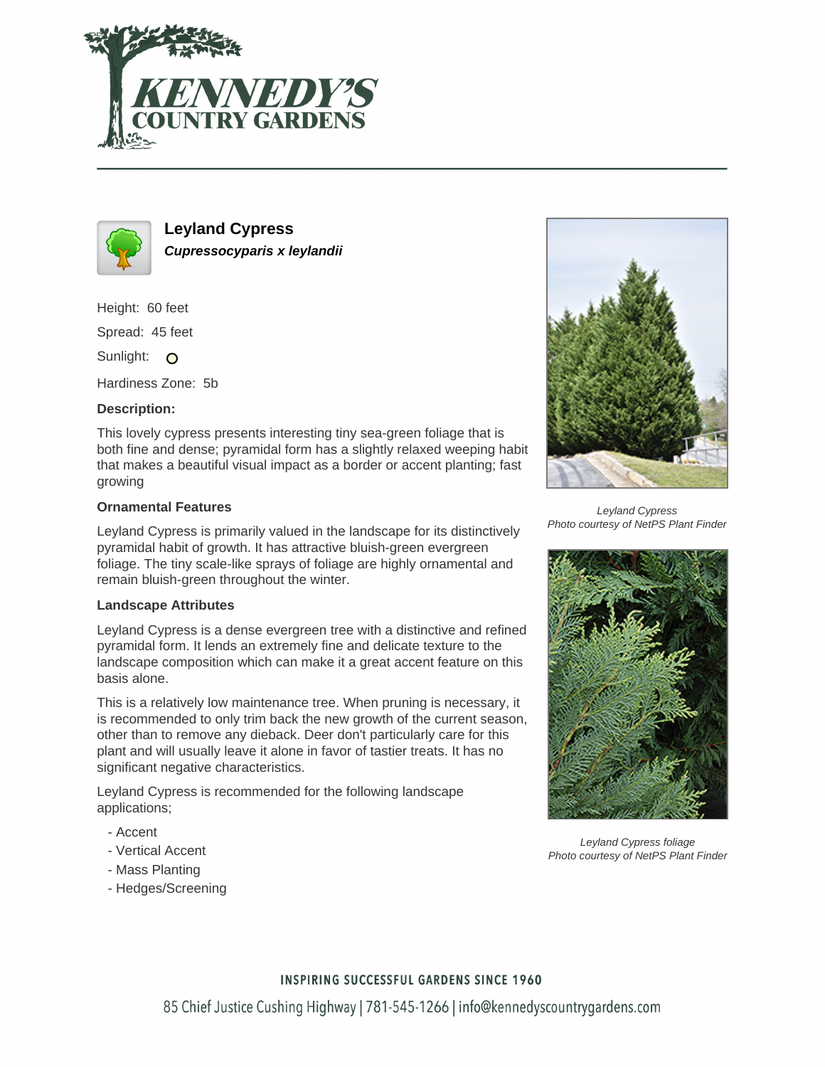# Leyland Cypress

***Cupressocyparis x leylandii***

Height: 60 feet

Spread: 45 feet

Sunlight: ○

Hardiness Zone: 5b

**Description:**

This lovely cypress presents interesting tiny sea-green foliage that is both fine and dense; pyramidal form has a slightly relaxed weeping habit that makes a beautiful visual impact as a border or accent planting; fast growing

### Ornamental Features

Leyland Cypress is primarily valued in the landscape for its distinctively pyramidal habit of growth. It has attractive bluish-green evergreen foliage. The tiny scale-like sprays of foliage are highly ornamental and remain bluish-green throughout the winter.

### Landscape Attributes

Leyland Cypress is a dense evergreen tree with a distinctive and refined pyramidal form. It lends an extremely fine and delicate texture to the landscape composition which can make it a great accent feature on this basis alone.

This is a relatively low maintenance tree. When pruning is necessary, it is recommended to only trim back the new growth of the current season, other than to remove any dieback. Deer don't particularly care for this plant and will usually leave it alone in favor of tastier treats. It has no significant negative characteristics.

Leyland Cypress is recommended for the following landscape applications;

- Accent
- Vertical Accent
- Mass Planting
- Hedges/Screening

*Leyland Cypress*
*Photo courtesy of NetPS Plant Finder*

*Leyland Cypress foliage*
*Photo courtesy of NetPS Plant Finder*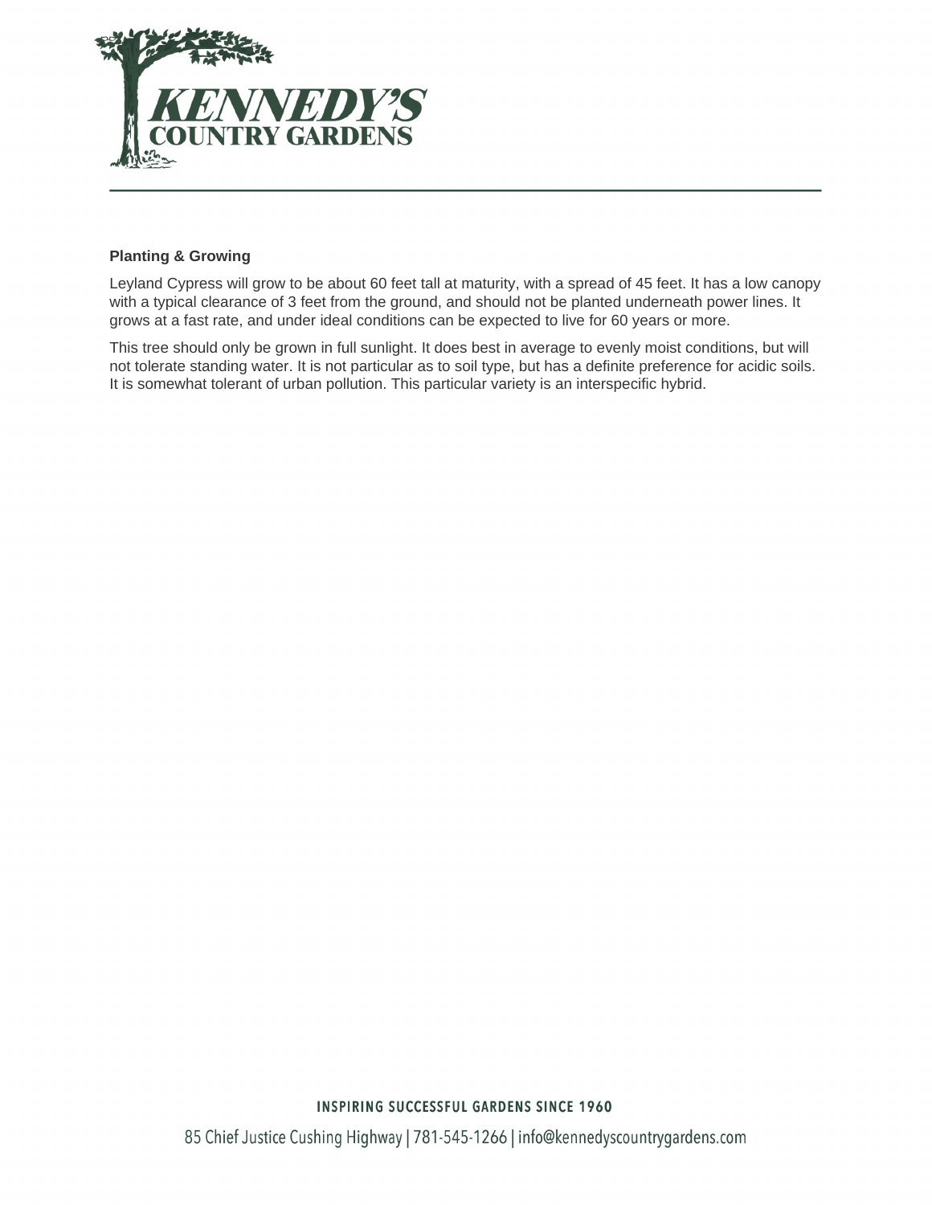**Planting & Growing**

Leyland Cypress will grow to be about 60 feet tall at maturity, with a spread of 45 feet. It has a low canopy with a typical clearance of 3 feet from the ground, and should not be planted underneath power lines. It grows at a fast rate, and under ideal conditions can be expected to live for 60 years or more.

This tree should only be grown in full sunlight. It does best in average to evenly moist conditions, but will not tolerate standing water. It is not particular as to soil type, but has a definite preference for acidic soils. It is somewhat tolerant of urban pollution. This particular variety is an interspecific hybrid.